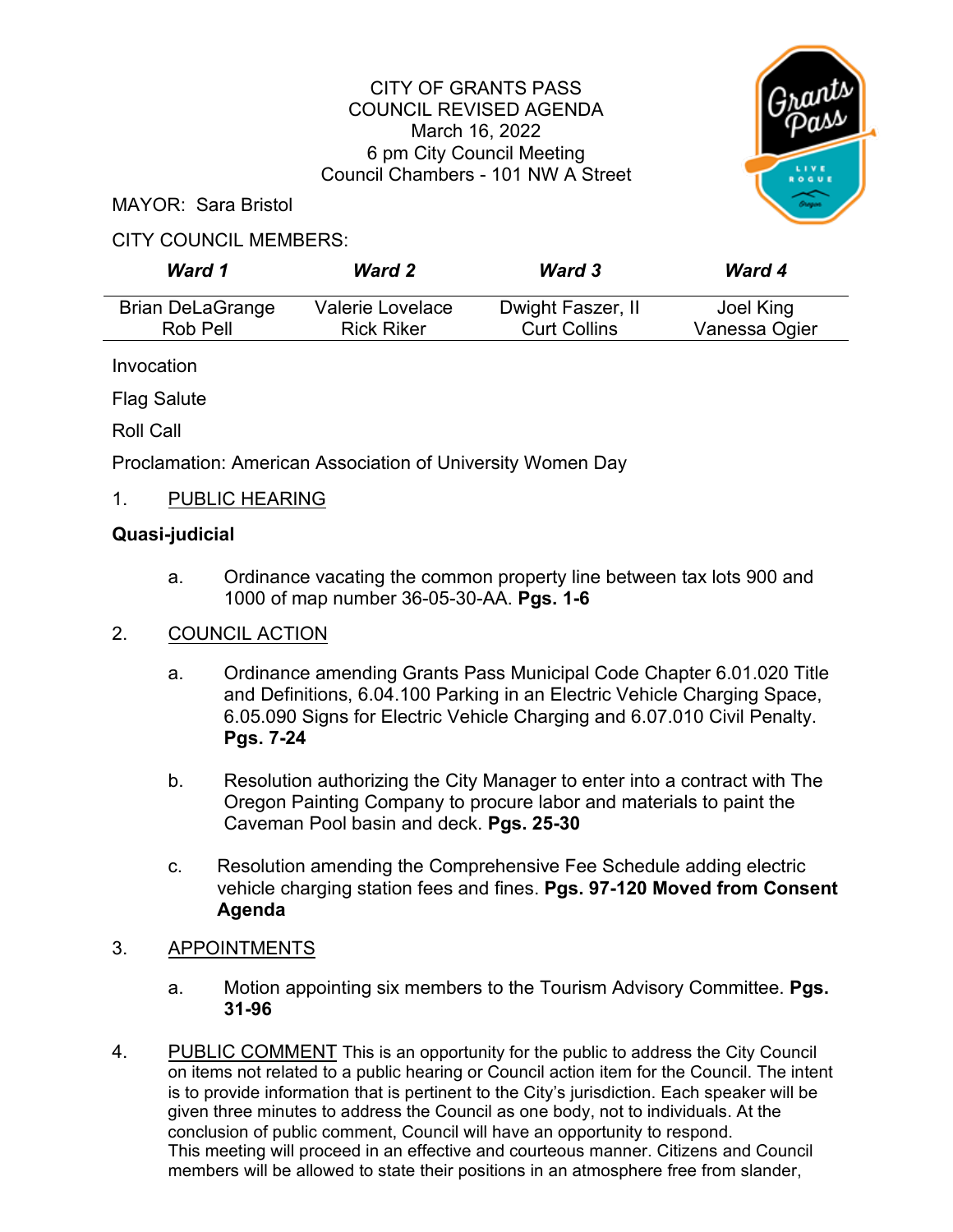CITY OF GRANTS PASS
COUNCIL REVISED AGENDA
March 16, 2022
6 pm City Council Meeting
Council Chambers - 101 NW A Street

MAYOR: Sara Bristol

CITY COUNCIL MEMBERS:

| *Ward 1* | *Ward 2* | *Ward 3* | *Ward 4* |
|---|---|---|---|
| Brian DeLaGrange<br>Rob Pell | Valerie Lovelace<br>Rick Riker | Dwight Faszer, II<br>Curt Collins | Joel King<br>Vanessa Ogier |

Invocation

Flag Salute

Roll Call

Proclamation: American Association of University Women Day

1. PUBLIC HEARING

**Quasi-judicial**

a. Ordinance vacating the common property line between tax lots 900 and 1000 of map number 36-05-30-AA. **Pgs. 1-6**

2. COUNCIL ACTION

a. Ordinance amending Grants Pass Municipal Code Chapter 6.01.020 Title and Definitions, 6.04.100 Parking in an Electric Vehicle Charging Space, 6.05.090 Signs for Electric Vehicle Charging and 6.07.010 Civil Penalty. **Pgs. 7-24**

b. Resolution authorizing the City Manager to enter into a contract with The Oregon Painting Company to procure labor and materials to paint the Caveman Pool basin and deck. **Pgs. 25-30**

c. Resolution amending the Comprehensive Fee Schedule adding electric vehicle charging station fees and fines. **Pgs. 97-120 Moved from Consent Agenda**

3. APPOINTMENTS

a. Motion appointing six members to the Tourism Advisory Committee. **Pgs. 31-96**

4. PUBLIC COMMENT This is an opportunity for the public to address the City Council on items not related to a public hearing or Council action item for the Council. The intent is to provide information that is pertinent to the City's jurisdiction. Each speaker will be given three minutes to address the Council as one body, not to individuals. At the conclusion of public comment, Council will have an opportunity to respond. This meeting will proceed in an effective and courteous manner. Citizens and Council members will be allowed to state their positions in an atmosphere free from slander,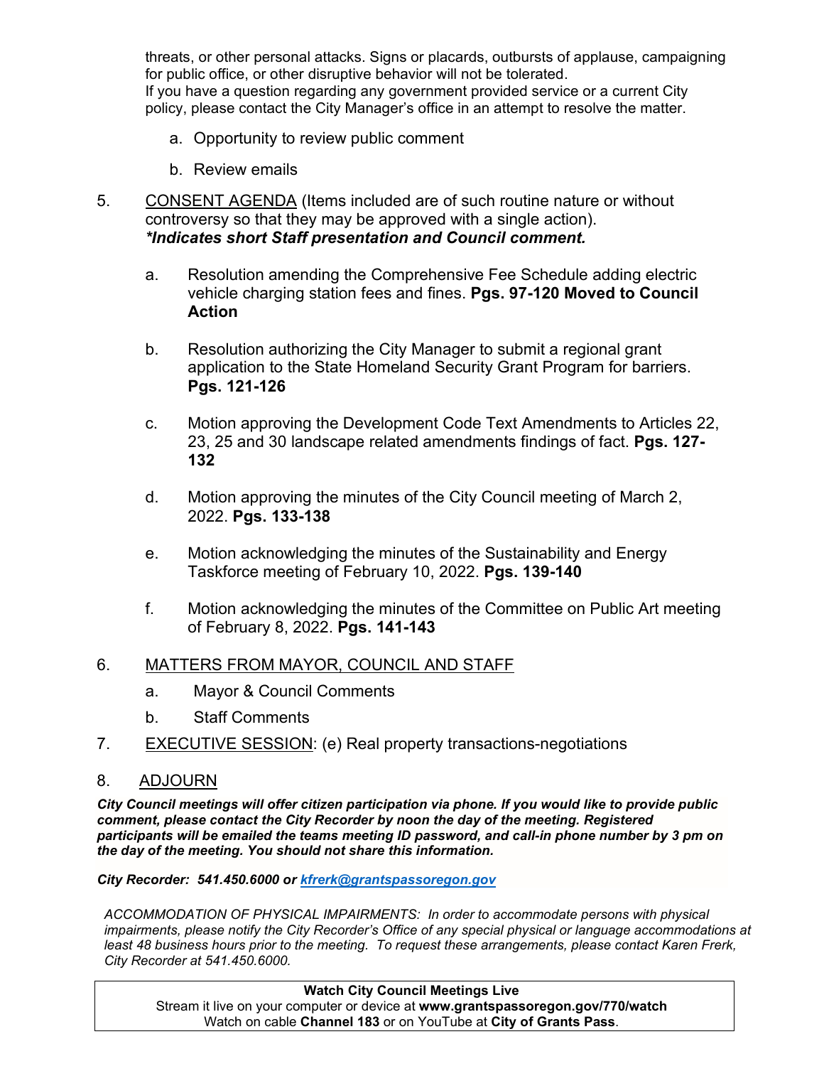threats, or other personal attacks. Signs or placards, outbursts of applause, campaigning for public office, or other disruptive behavior will not be tolerated.
If you have a question regarding any government provided service or a current City policy, please contact the City Manager's office in an attempt to resolve the matter.

a. Opportunity to review public comment

b. Review emails

5. CONSENT AGENDA (Items included are of such routine nature or without controversy so that they may be approved with a single action).
***Indicates short Staff presentation and Council comment.***

a. Resolution amending the Comprehensive Fee Schedule adding electric vehicle charging station fees and fines. **Pgs. 97-120 Moved to Council Action**

b. Resolution authorizing the City Manager to submit a regional grant application to the State Homeland Security Grant Program for barriers. **Pgs. 121-126**

c. Motion approving the Development Code Text Amendments to Articles 22, 23, 25 and 30 landscape related amendments findings of fact. **Pgs. 127-132**

d. Motion approving the minutes of the City Council meeting of March 2, 2022. **Pgs. 133-138**

e. Motion acknowledging the minutes of the Sustainability and Energy Taskforce meeting of February 10, 2022. **Pgs. 139-140**

f. Motion acknowledging the minutes of the Committee on Public Art meeting of February 8, 2022. **Pgs. 141-143**

6. MATTERS FROM MAYOR, COUNCIL AND STAFF

a. Mayor & Council Comments

b. Staff Comments

7. EXECUTIVE SESSION: (e) Real property transactions-negotiations

8. ADJOURN

***City Council meetings will offer citizen participation via phone. If you would like to provide public comment, please contact the City Recorder by noon the day of the meeting. Registered participants will be emailed the teams meeting ID password, and call-in phone number by 3 pm on the day of the meeting. You should not share this information.***

***City Recorder: 541.450.6000 or kfrerk@grantspassoregon.gov***

*ACCOMMODATION OF PHYSICAL IMPAIRMENTS: In order to accommodate persons with physical impairments, please notify the City Recorder's Office of any special physical or language accommodations at least 48 business hours prior to the meeting. To request these arrangements, please contact Karen Frerk, City Recorder at 541.450.6000.*

**Watch City Council Meetings Live**
Stream it live on your computer or device at **www.grantspassoregon.gov/770/watch**
Watch on cable **Channel 183** or on YouTube at **City of Grants Pass**.